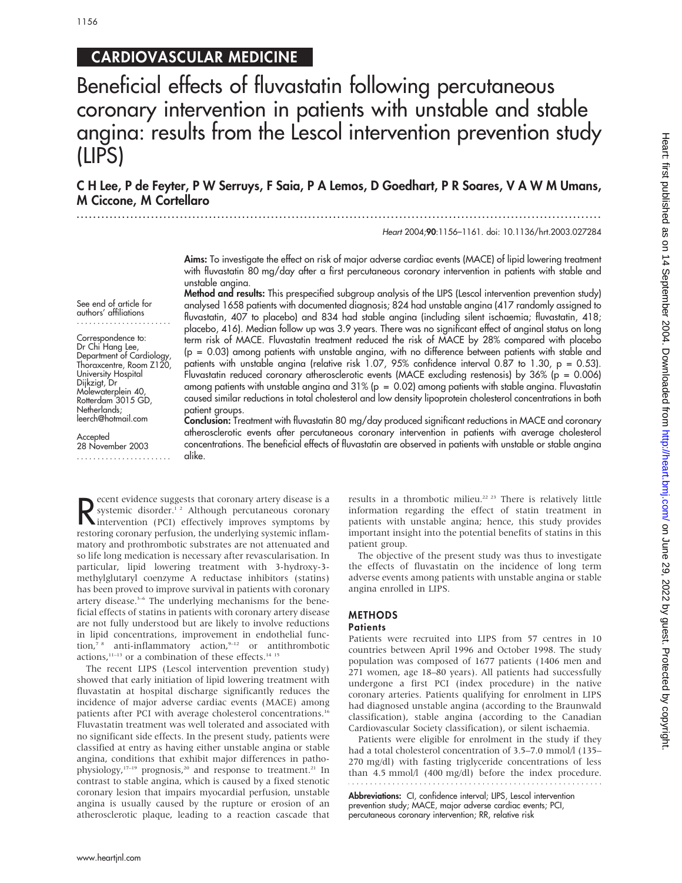CARDIOVASCULAR MEDICINE

# Beneficial effects of fluvastatin following percutaneous coronary intervention in patients with unstable and stable angina: results from the Lescol intervention prevention study (LIPS)

**C H Lee, P de Feyter, P W Serruys, F Saia, P A Lemos, D Goedhart, P R Soares, V A W M Umans, M Ciccone, M Cortellaro**

*Heart* 2004;**90**:1156–1161. doi: 10.1136/hrt.2003.027284

See end of article for authors' affiliations

Correspondence to: Dr Chi Hang Lee, Department of Cardiology, Thoraxcentre, Room Z120, University Hospital Dijkzigt, Dr Molewaterplein 40, Rotterdam 3015 GD, Netherlands; leerch@hotmail.com

Accepted 28 November 2003

**Aims:** To investigate the effect on risk of major adverse cardiac events (MACE) of lipid lowering treatment with fluvastatin 80 mg/day after a first percutaneous coronary intervention in patients with stable and unstable angina.

**Method and results:** This prespecified subgroup analysis of the LIPS (Lescol intervention prevention study) analysed 1658 patients with documented diagnosis; 824 had unstable angina (417 randomly assigned to fluvastatin, 407 to placebo) and 834 had stable angina (including silent ischaemia; fluvastatin, 418; placebo, 416). Median follow up was 3.9 years. There was no significant effect of anginal status on long term risk of MACE. Fluvastatin treatment reduced the risk of MACE by 28% compared with placebo ($p = 0.03$) among patients with unstable angina, with no difference between patients with stable and patients with unstable angina (relative risk 1.07, 95% confidence interval 0.87 to 1.30, $p = 0.53$). Fluvastatin reduced coronary atherosclerotic events (MACE excluding restenosis) by 36% ($p = 0.006$) among patients with unstable angina and 31% ($p = 0.02$) among patients with stable angina. Fluvastatin caused similar reductions in total cholesterol and low density lipoprotein cholesterol concentrations in both patient groups.

**Conclusion:** Treatment with fluvastatin 80 mg/day produced significant reductions in MACE and coronary atherosclerotic events after percutaneous coronary intervention in patients with average cholesterol concentrations. The beneficial effects of fluvastatin are observed in patients with unstable or stable angina alike.

Recent evidence suggests that coronary artery disease is a systemic disorder.[1,2] Although percutaneous coronary intervention (PCI) effectively improves symptoms by restoring coronary perfusion, the underlying systemic inflammatory and prothrombotic substrates are not attenuated and so life long medication is necessary after revascularisation. In particular, lipid lowering treatment with 3-hydroxy-3-methylglutaryl coenzyme A reductase inhibitors (statins) has been proved to improve survival in patients with coronary artery disease.[3–6] The underlying mechanisms for the beneficial effects of statins in patients with coronary artery disease are not fully understood but are likely to involve reductions in lipid concentrations, improvement in endothelial function,[7,8] anti-inflammatory action,[9–12] or antithrombotic actions,[11–13] or a combination of these effects.[14,15]

The recent LIPS (Lescol intervention prevention study) showed that early initiation of lipid lowering treatment with fluvastatin at hospital discharge significantly reduces the incidence of major adverse cardiac events (MACE) among patients after PCI with average cholesterol concentrations.[16] Fluvastatin treatment was well tolerated and associated with no significant side effects. In the present study, patients were classified at entry as having either unstable angina or stable angina, conditions that exhibit major differences in pathophysiology,[17–19] prognosis,[20] and response to treatment.[21] In contrast to stable angina, which is caused by a fixed stenotic coronary lesion that impairs myocardial perfusion, unstable angina is usually caused by the rupture or erosion of an atherosclerotic plaque, leading to a reaction cascade that results in a thrombotic milieu.[22,23] There is relatively little information regarding the effect of statin treatment in patients with unstable angina; hence, this study provides important insight into the potential benefits of statins in this patient group.

The objective of the present study was thus to investigate the effects of fluvastatin on the incidence of long term adverse events among patients with unstable angina or stable angina enrolled in LIPS.

## METHODS

### Patients

Patients were recruited into LIPS from 57 centres in 10 countries between April 1996 and October 1998. The study population was composed of 1677 patients (1406 men and 271 women, age 18–80 years). All patients had successfully undergone a first PCI (index procedure) in the native coronary arteries. Patients qualifying for enrolment in LIPS had diagnosed unstable angina (according to the Braunwald classification), stable angina (according to the Canadian Cardiovascular Society classification), or silent ischaemia.

Patients were eligible for enrolment in the study if they had a total cholesterol concentration of 3.5–7.0 mmol/l (135–270 mg/dl) with fasting triglyceride concentrations of less than 4.5 mmol/l (400 mg/dl) before the index procedure.

**Abbreviations:** CI, confidence interval; LIPS, Lescol intervention prevention study; MACE, major adverse cardiac events; PCI, percutaneous coronary intervention; RR, relative risk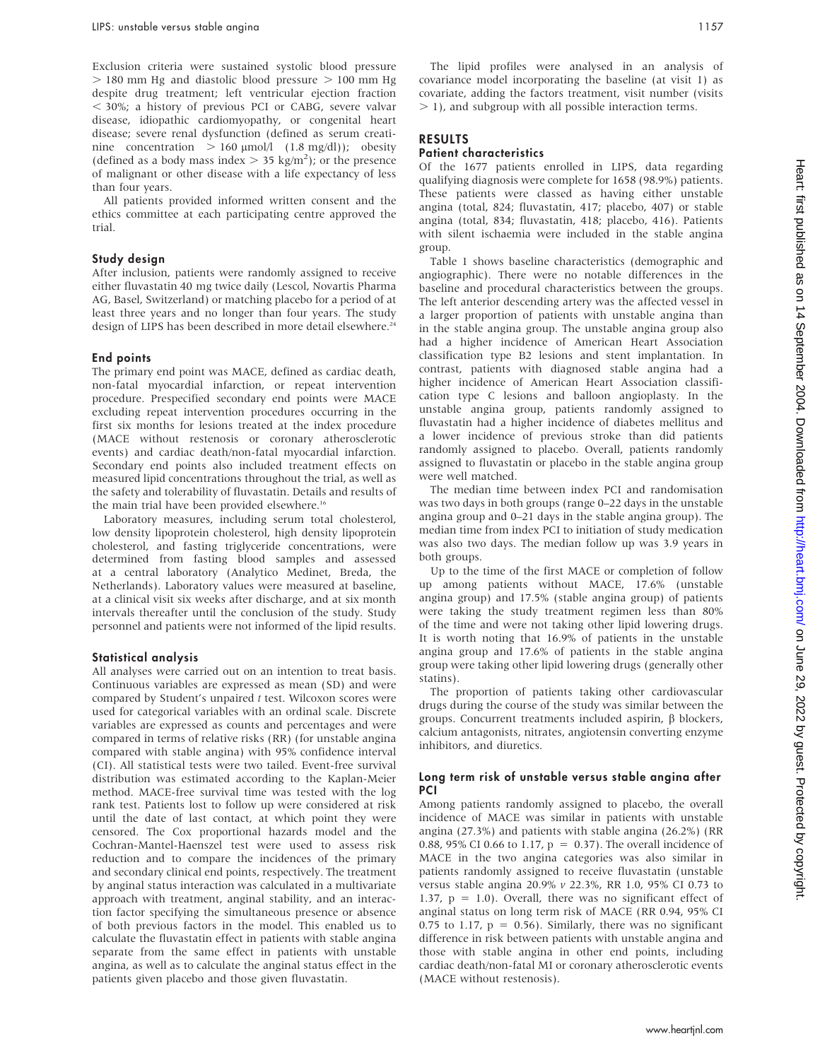Exclusion criteria were sustained systolic blood pressure $> 180$ mm Hg and diastolic blood pressure $> 100$ mm Hg despite drug treatment; left ventricular ejection fraction $< 30\%$; a history of previous PCI or CABG, severe valvar disease, idiopathic cardiomyopathy, or congenital heart disease; severe renal dysfunction (defined as serum creatinine concentration $> 160$ µmol/l (1.8 mg/dl)); obesity (defined as a body mass index $> 35$ kg/m$^2$); or the presence of malignant or other disease with a life expectancy of less than four years.

All patients provided informed written consent and the ethics committee at each participating centre approved the trial.

### Study design

After inclusion, patients were randomly assigned to receive either fluvastatin 40 mg twice daily (Lescol, Novartis Pharma AG, Basel, Switzerland) or matching placebo for a period of at least three years and no longer than four years. The study design of LIPS has been described in more detail elsewhere.[24]

### End points

The primary end point was MACE, defined as cardiac death, non-fatal myocardial infarction, or repeat intervention procedure. Prespecified secondary end points were MACE excluding repeat intervention procedures occurring in the first six months for lesions treated at the index procedure (MACE without restenosis or coronary atherosclerotic events) and cardiac death/non-fatal myocardial infarction. Secondary end points also included treatment effects on measured lipid concentrations throughout the trial, as well as the safety and tolerability of fluvastatin. Details and results of the main trial have been provided elsewhere.[16]

Laboratory measures, including serum total cholesterol, low density lipoprotein cholesterol, high density lipoprotein cholesterol, and fasting triglyceride concentrations, were determined from fasting blood samples and assessed at a central laboratory (Analytico Medinet, Breda, the Netherlands). Laboratory values were measured at baseline, at a clinical visit six weeks after discharge, and at six month intervals thereafter until the conclusion of the study. Study personnel and patients were not informed of the lipid results.

### Statistical analysis

All analyses were carried out on an intention to treat basis. Continuous variables are expressed as mean (SD) and were compared by Student's unpaired *t* test. Wilcoxon scores were used for categorical variables with an ordinal scale. Discrete variables are expressed as counts and percentages and were compared in terms of relative risks (RR) (for unstable angina compared with stable angina) with 95% confidence interval (CI). All statistical tests were two tailed. Event-free survival distribution was estimated according to the Kaplan-Meier method. MACE-free survival time was tested with the log rank test. Patients lost to follow up were considered at risk until the date of last contact, at which point they were censored. The Cox proportional hazards model and the Cochran-Mantel-Haenszel test were used to assess risk reduction and to compare the incidences of the primary and secondary clinical end points, respectively. The treatment by anginal status interaction was calculated in a multivariate approach with treatment, anginal stability, and an interaction factor specifying the simultaneous presence or absence of both previous factors in the model. This enabled us to calculate the fluvastatin effect in patients with stable angina separate from the same effect in patients with unstable angina, as well as to calculate the anginal status effect in the patients given placebo and those given fluvastatin.

The lipid profiles were analysed in an analysis of covariance model incorporating the baseline (at visit 1) as covariate, adding the factors treatment, visit number (visits $> 1$), and subgroup with all possible interaction terms.

## RESULTS

### Patient characteristics

Of the 1677 patients enrolled in LIPS, data regarding qualifying diagnosis were complete for 1658 (98.9%) patients. These patients were classed as having either unstable angina (total, 824; fluvastatin, 417; placebo, 407) or stable angina (total, 834; fluvastatin, 418; placebo, 416). Patients with silent ischaemia were included in the stable angina group.

Table 1 shows baseline characteristics (demographic and angiographic). There were no notable differences in the baseline and procedural characteristics between the groups. The left anterior descending artery was the affected vessel in a larger proportion of patients with unstable angina than in the stable angina group. The unstable angina group also had a higher incidence of American Heart Association classification type B2 lesions and stent implantation. In contrast, patients with diagnosed stable angina had a higher incidence of American Heart Association classification type C lesions and balloon angioplasty. In the unstable angina group, patients randomly assigned to fluvastatin had a higher incidence of diabetes mellitus and a lower incidence of previous stroke than did patients randomly assigned to placebo. Overall, patients randomly assigned to fluvastatin or placebo in the stable angina group were well matched.

The median time between index PCI and randomisation was two days in both groups (range 0–22 days in the unstable angina group and 0–21 days in the stable angina group). The median time from index PCI to initiation of study medication was also two days. The median follow up was 3.9 years in both groups.

Up to the time of the first MACE or completion of follow up among patients without MACE, 17.6% (unstable angina group) and 17.5% (stable angina group) of patients were taking the study treatment regimen less than 80% of the time and were not taking other lipid lowering drugs. It is worth noting that 16.9% of patients in the unstable angina group and 17.6% of patients in the stable angina group were taking other lipid lowering drugs (generally other statins).

The proportion of patients taking other cardiovascular drugs during the course of the study was similar between the groups. Concurrent treatments included aspirin, β blockers, calcium antagonists, nitrates, angiotensin converting enzyme inhibitors, and diuretics.

### Long term risk of unstable versus stable angina after PCI

Among patients randomly assigned to placebo, the overall incidence of MACE was similar in patients with unstable angina (27.3%) and patients with stable angina (26.2%) (RR 0.88, 95% CI 0.66 to 1.17, $p = 0.37$). The overall incidence of MACE in the two angina categories was also similar in patients randomly assigned to receive fluvastatin (unstable versus stable angina 20.9% *v* 22.3%, RR 1.0, 95% CI 0.73 to 1.37, $p = 1.0$). Overall, there was no significant effect of anginal status on long term risk of MACE (RR 0.94, 95% CI 0.75 to 1.17, $p = 0.56$). Similarly, there was no significant difference in risk between patients with unstable angina and those with stable angina in other end points, including cardiac death/non-fatal MI or coronary atherosclerotic events (MACE without restenosis).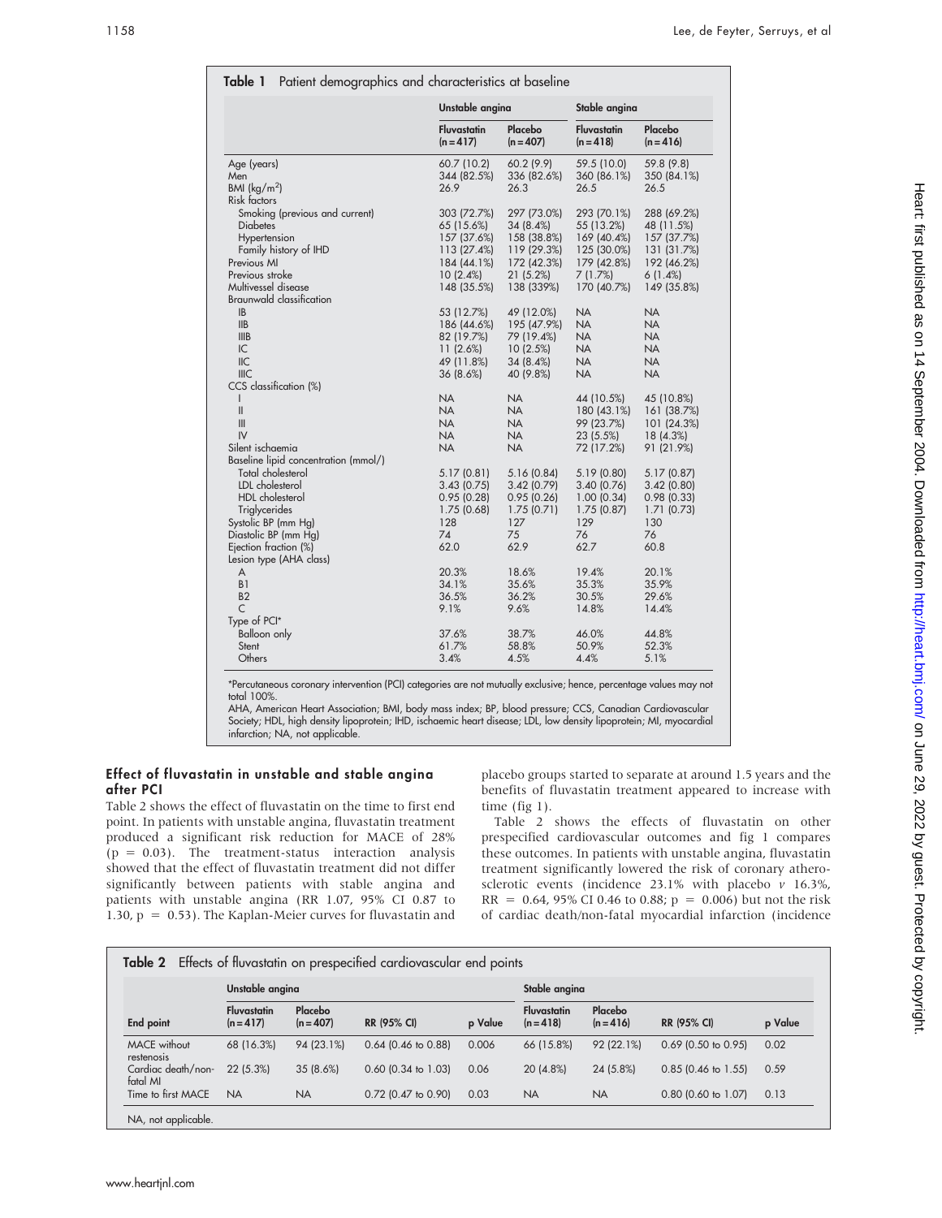**Table 1** Patient demographics and characteristics at baseline

| | Unstable angina | | Stable angina | |
|---|---|---|---|---|
| | Fluvastatin (n = 417) | Placebo (n = 407) | Fluvastatin (n = 418) | Placebo (n = 416) |
| Age (years) | 60.7 (10.2) | 60.2 (9.9) | 59.5 (10.0) | 59.8 (9.8) |
| Men | 344 (82.5%) | 336 (82.6%) | 360 (86.1%) | 350 (84.1%) |
| BMI (kg/m$^2$) | 26.9 | 26.3 | 26.5 | 26.5 |
| Risk factors | | | | |
| Smoking (previous and current) | 303 (72.7%) | 297 (73.0%) | 293 (70.1%) | 288 (69.2%) |
| Diabetes | 65 (15.6%) | 34 (8.4%) | 55 (13.2%) | 48 (11.5%) |
| Hypertension | 157 (37.6%) | 158 (38.8%) | 169 (40.4%) | 157 (37.7%) |
| Family history of IHD | 113 (27.4%) | 119 (29.3%) | 125 (30.0%) | 131 (31.7%) |
| Previous MI | 184 (44.1%) | 172 (42.3%) | 179 (42.8%) | 192 (46.2%) |
| Previous stroke | 10 (2.4%) | 21 (5.2%) | 7 (1.7%) | 6 (1.4%) |
| Multivessel disease | 148 (35.5%) | 138 (339%) | 170 (40.7%) | 149 (35.8%) |
| Braunwald classification | | | | |
| IB | 53 (12.7%) | 49 (12.0%) | NA | NA |
| IIB | 186 (44.6%) | 195 (47.9%) | NA | NA |
| IIIB | 82 (19.7%) | 79 (19.4%) | NA | NA |
| IC | 11 (2.6%) | 10 (2.5%) | NA | NA |
| IIC | 49 (11.8%) | 34 (8.4%) | NA | NA |
| IIIC | 36 (8.6%) | 40 (9.8%) | NA | NA |
| CCS classification (%) | | | | |
| I | NA | NA | 44 (10.5%) | 45 (10.8%) |
| II | NA | NA | 180 (43.1%) | 161 (38.7%) |
| III | NA | NA | 99 (23.7%) | 101 (24.3%) |
| IV | NA | NA | 23 (5.5%) | 18 (4.3%) |
| Silent ischaemia | NA | NA | 72 (17.2%) | 91 (21.9%) |
| Baseline lipid concentration (mmol/) | | | | |
| Total cholesterol | 5.17 (0.81) | 5.16 (0.84) | 5.19 (0.80) | 5.17 (0.87) |
| LDL cholesterol | 3.43 (0.75) | 3.42 (0.79) | 3.40 (0.76) | 3.42 (0.80) |
| HDL cholesterol | 0.95 (0.28) | 0.95 (0.26) | 1.00 (0.34) | 0.98 (0.33) |
| Triglycerides | 1.75 (0.68) | 1.75 (0.71) | 1.75 (0.87) | 1.71 (0.73) |
| Systolic BP (mm Hg) | 128 | 127 | 129 | 130 |
| Diastolic BP (mm Hg) | 74 | 75 | 76 | 76 |
| Ejection fraction (%) | 62.0 | 62.9 | 62.7 | 60.8 |
| Lesion type (AHA class) | | | | |
| A | 20.3% | 18.6% | 19.4% | 20.1% |
| B1 | 34.1% | 35.6% | 35.3% | 35.9% |
| B2 | 36.5% | 36.2% | 30.5% | 29.6% |
| C | 9.1% | 9.6% | 14.8% | 14.4% |
| Type of PCI* | | | | |
| Balloon only | 37.6% | 38.7% | 46.0% | 44.8% |
| Stent | 61.7% | 58.8% | 50.9% | 52.3% |
| Others | 3.4% | 4.5% | 4.4% | 5.1% |

*Percutaneous coronary intervention (PCI) categories are not mutually exclusive; hence, percentage values may not total 100%.
AHA, American Heart Association; BMI, body mass index; BP, blood pressure; CCS, Canadian Cardiovascular Society; HDL, high density lipoprotein; IHD, ischaemic heart disease; LDL, low density lipoprotein; MI, myocardial infarction; NA, not applicable.

### Effect of fluvastatin in unstable and stable angina after PCI

Table 2 shows the effect of fluvastatin on the time to first end point. In patients with unstable angina, fluvastatin treatment produced a significant risk reduction for MACE of 28% ($p = 0.03$). The treatment-status interaction analysis showed that the effect of fluvastatin treatment did not differ significantly between patients with stable angina and patients with unstable angina (RR 1.07, 95% CI 0.87 to 1.30, $p = 0.53$). The Kaplan-Meier curves for fluvastatin and placebo groups started to separate at around 1.5 years and the benefits of fluvastatin treatment appeared to increase with time (fig 1).

Table 2 shows the effects of fluvastatin on other prespecified cardiovascular outcomes and fig 1 compares these outcomes. In patients with unstable angina, fluvastatin treatment significantly lowered the risk of coronary atherosclerotic events (incidence 23.1% with placebo *v* 16.3%, RR = 0.64, 95% CI 0.46 to 0.88; $p = 0.006$) but not the risk of cardiac death/non-fatal myocardial infarction (incidence

**Table 2** Effects of fluvastatin on prespecified cardiovascular end points

| | Unstable angina | | | | Stable angina | | | |
|---|---|---|---|---|---|---|---|---|
| End point | Fluvastatin (n = 417) | Placebo (n = 407) | RR (95% CI) | p Value | Fluvastatin (n = 418) | Placebo (n = 416) | RR (95% CI) | p Value |
| MACE without restenosis | 68 (16.3%) | 94 (23.1%) | 0.64 (0.46 to 0.88) | 0.006 | 66 (15.8%) | 92 (22.1%) | 0.69 (0.50 to 0.95) | 0.02 |
| Cardiac death/non-fatal MI | 22 (5.3%) | 35 (8.6%) | 0.60 (0.34 to 1.03) | 0.06 | 20 (4.8%) | 24 (5.8%) | 0.85 (0.46 to 1.55) | 0.59 |
| Time to first MACE | NA | NA | 0.72 (0.47 to 0.90) | 0.03 | NA | NA | 0.80 (0.60 to 1.07) | 0.13 |

NA, not applicable.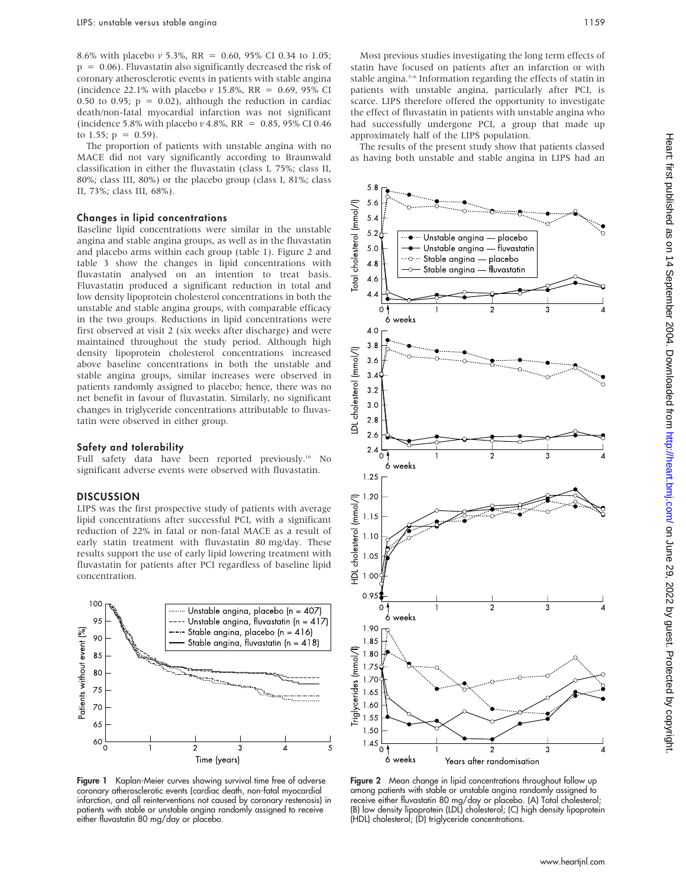8.6% with placebo *v* 5.3%, RR = 0.60, 95% CI 0.34 to 1.05; p = 0.06). Fluvastatin also significantly decreased the risk of coronary atherosclerotic events in patients with stable angina (incidence 22.1% with placebo *v* 15.8%, RR = 0.69, 95% CI 0.50 to 0.95; p = 0.02), although the reduction in cardiac death/non-fatal myocardial infarction was not significant (incidence 5.8% with placebo *v* 4.8%, RR = 0.85, 95% CI 0.46 to 1.55; p = 0.59).

The proportion of patients with unstable angina with no MACE did not vary significantly according to Braunwald classification in either the fluvastatin (class I, 75%; class II, 80%; class III, 80%) or the placebo group (class I, 81%; class II, 73%; class III, 68%).

### Changes in lipid concentrations

Baseline lipid concentrations were similar in the unstable angina and stable angina groups, as well as in the fluvastatin and placebo arms within each group (table 1). Figure 2 and table 3 show the changes in lipid concentrations with fluvastatin analysed on an intention to treat basis. Fluvastatin produced a significant reduction in total and low density lipoprotein cholesterol concentrations in both the unstable and stable angina groups, with comparable efficacy in the two groups. Reductions in lipid concentrations were first observed at visit 2 (six weeks after discharge) and were maintained throughout the study period. Although high density lipoprotein cholesterol concentrations increased above baseline concentrations in both the unstable and stable angina groups, similar increases were observed in patients randomly assigned to placebo; hence, there was no net benefit in favour of fluvastatin. Similarly, no significant changes in triglyceride concentrations attributable to fluvastatin were observed in either group.

### Safety and tolerability

Full safety data have been reported previously.[16] No significant adverse events were observed with fluvastatin.

## DISCUSSION

LIPS was the first prospective study of patients with average lipid concentrations after successful PCI, with a significant reduction of 22% in fatal or non-fatal MACE as a result of early statin treatment with fluvastatin 80 mg/day. These results support the use of early lipid lowering treatment with fluvastatin for patients after PCI regardless of baseline lipid concentration.

Most previous studies investigating the long term effects of statin have focused on patients after an infarction or with stable angina.[3–6] Information regarding the effects of statin in patients with unstable angina, particularly after PCI, is scarce. LIPS therefore offered the opportunity to investigate the effect of fluvastatin in patients with unstable angina who had successfully undergone PCI, a group that made up approximately half of the LIPS population.

The results of the present study show that patients classed as having both unstable and stable angina in LIPS had an

**Figure 1** Kaplan-Meier curves showing survival time free of adverse coronary atherosclerotic events (cardiac death, non-fatal myocardial infarction, and all reinterventions not caused by coronary restenosis) in patients with stable or unstable angina randomly assigned to receive either fluvastatin 80 mg/day or placebo.

**Figure 2** Mean change in lipid concentrations throughout follow up among patients with stable or unstable angina randomly assigned to receive either fluvastatin 80 mg/day or placebo. (A) Total cholesterol; (B) low density lipoprotein (LDL) cholesterol; (C) high density lipoprotein (HDL) cholesterol; (D) triglyceride concentrations.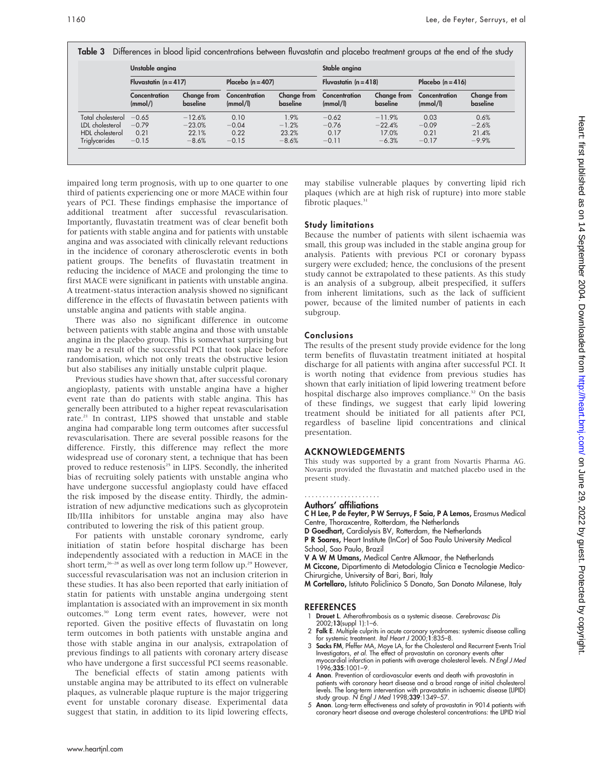**Table 3** Differences in blood lipid concentrations between fluvastatin and placebo treatment groups at the end of the study

| | Unstable angina | | | | Stable angina | | | |
|---|---|---|---|---|---|---|---|---|
| | Fluvastatin (n = 417) | | Placebo (n = 407) | | Fluvastatin (n = 418) | | Placebo (n = 416) | |
| | Concentration (mmol/) | Change from baseline | Concentration (mmol/l) | Change from baseline | Concentration (mmol/l) | Change from baseline | Concentration (mmol/l) | Change from baseline |
| Total cholesterol | −0.65 | −12.6% | 0.10 | 1.9% | −0.62 | −11.9% | 0.03 | 0.6% |
| LDL cholesterol | −0.79 | −23.0% | −0.04 | −1.2% | −0.76 | −22.4% | −0.09 | −2.6% |
| HDL cholesterol | 0.21 | 22.1% | 0.22 | 23.2% | 0.17 | 17.0% | 0.21 | 21.4% |
| Triglycerides | −0.15 | −8.6% | −0.15 | −8.6% | −0.11 | −6.3% | −0.17 | −9.9% |

impaired long term prognosis, with up to one quarter to one third of patients experiencing one or more MACE within four years of PCI. These findings emphasise the importance of additional treatment after successful revascularisation. Importantly, fluvastatin treatment was of clear benefit both for patients with stable angina and for patients with unstable angina and was associated with clinically relevant reductions in the incidence of coronary atherosclerotic events in both patient groups. The benefits of fluvastatin treatment in reducing the incidence of MACE and prolonging the time to first MACE were significant in patients with unstable angina. A treatment-status interaction analysis showed no significant difference in the effects of fluvastatin between patients with unstable angina and patients with stable angina.

There was also no significant difference in outcome between patients with stable angina and those with unstable angina in the placebo group. This is somewhat surprising but may be a result of the successful PCI that took place before randomisation, which not only treats the obstructive lesion but also stabilises any initially unstable culprit plaque.

Previous studies have shown that, after successful coronary angioplasty, patients with unstable angina have a higher event rate than do patients with stable angina. This has generally been attributed to a higher repeat revascularisation rate.[21] In contrast, LIPS showed that unstable and stable angina had comparable long term outcomes after successful revascularisation. There are several possible reasons for the difference. Firstly, this difference may reflect the more widespread use of coronary stent, a technique that has been proved to reduce restenosis[25] in LIPS. Secondly, the inherited bias of recruiting solely patients with unstable angina who have undergone successful angioplasty could have effaced the risk imposed by the disease entity. Thirdly, the administration of new adjunctive medications such as glycoprotein IIb/IIIa inhibitors for unstable angina may also have contributed to lowering the risk of this patient group.

For patients with unstable coronary syndrome, early initiation of statin before hospital discharge has been independently associated with a reduction in MACE in the short term,[26–28] as well as over long term follow up.[29] However, successful revascularisation was not an inclusion criterion in these studies. It has also been reported that early initiation of statin for patients with unstable angina undergoing stent implantation is associated with an improvement in six month outcomes.[30] Long term event rates, however, were not reported. Given the positive effects of fluvastatin on long term outcomes in both patients with unstable angina and those with stable angina in our analysis, extrapolation of previous findings to all patients with coronary artery disease who have undergone a first successful PCI seems reasonable.

The beneficial effects of statin among patients with unstable angina may be attributed to its effect on vulnerable plaques, as vulnerable plaque rupture is the major triggering event for unstable coronary disease. Experimental data suggest that statin, in addition to its lipid lowering effects, may stabilise vulnerable plaques by converting lipid rich plaques (which are at high risk of rupture) into more stable fibrotic plaques.[31]

### Study limitations

Because the number of patients with silent ischaemia was small, this group was included in the stable angina group for analysis. Patients with previous PCI or coronary bypass surgery were excluded; hence, the conclusions of the present study cannot be extrapolated to these patients. As this study is an analysis of a subgroup, albeit prespecified, it suffers from inherent limitations, such as the lack of sufficient power, because of the limited number of patients in each subgroup.

### Conclusions

The results of the present study provide evidence for the long term benefits of fluvastatin treatment initiated at hospital discharge for all patients with angina after successful PCI. It is worth noting that evidence from previous studies has shown that early initiation of lipid lowering treatment before hospital discharge also improves compliance.[32] On the basis of these findings, we suggest that early lipid lowering treatment should be initiated for all patients after PCI, regardless of baseline lipid concentrations and clinical presentation.

## ACKNOWLEDGEMENTS

This study was supported by a grant from Novartis Pharma AG. Novartis provided the fluvastatin and matched placebo used in the present study.

### Authors' affiliations

**C H Lee, P de Feyter, P W Serruys, F Saia, P A Lemos,** Erasmus Medical Centre, Thoraxcentre, Rotterdam, the Netherlands
**D Goedhart,** Cardialysis BV, Rotterdam, the Netherlands
**P R Soares,** Heart Institute (InCor) of Sao Paulo University Medical School, Sao Paulo, Brazil
**V A W M Umans,** Medical Centre Alkmaar, the Netherlands
**M Ciccone,** Dipartimento di Metodologia Clinica e Tecnologie Medico-Chirurgiche, University of Bari, Bari, Italy
**M Cortellaro,** Istituto Policlinico S Donato, San Donato Milanese, Italy

## REFERENCES

1. **Drouet L**. Atherothrombosis as a systemic disease. *Cerebrovasc Dis* 2002;**13**(suppl 1):1–6.
2. **Falk E**. Multiple culprits in acute coronary syndromes: systemic disease calling for systemic treatment. *Ital Heart J* 2000;**1**:835–8.
3. **Sacks FM**, Pfeffer MA, Moye LA, for the Cholesterol and Recurrent Events Trial Investigators, *et al*. The effect of pravastatin on coronary events after myocardial infarction in patients with average cholesterol levels. *N Engl J Med* 1996;**335**:1001–9.
4. **Anon**. Prevention of cardiovascular events and death with pravastatin in patients with coronary heart disease and a broad range of initial cholesterol levels. The long-term intervention with pravastatin in ischaemic disease (LIPID) study group. *N Engl J Med* 1998;**339**:1349–57.
5. **Anon**. Long-term effectiveness and safety of pravastatin in 9014 patients with coronary heart disease and average cholesterol concentrations: the LIPID trial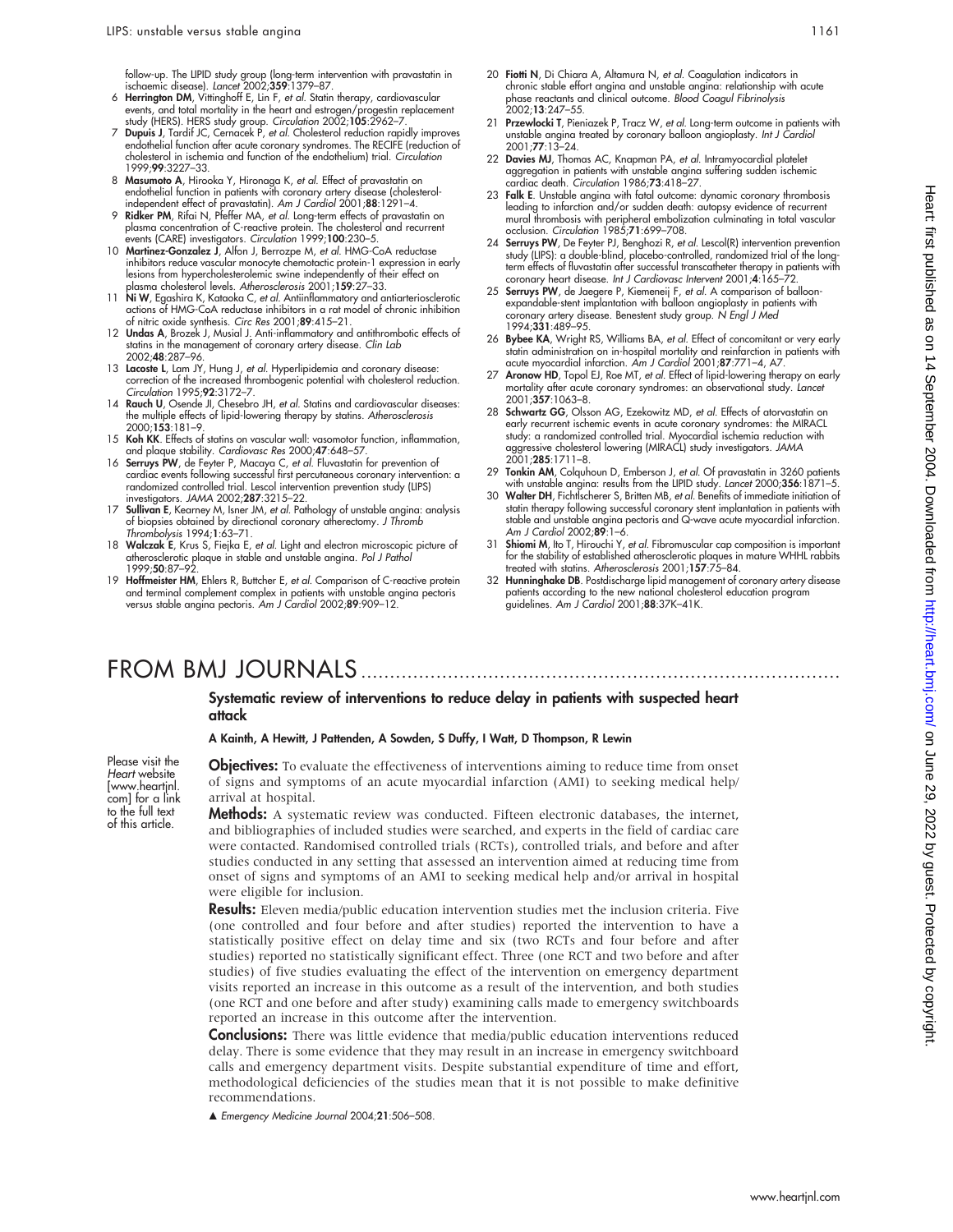follow-up. The LIPID study group (long-term intervention with pravastatin in ischaemic disease). *Lancet* 2002;**359**:1379–87.

6 **Herrington DM**, Vittinghoff E, Lin F, *et al*. Statin therapy, cardiovascular events, and total mortality in the heart and estrogen/progestin replacement study (HERS). HERS study group. *Circulation* 2002;**105**:2962–7.

7 **Dupuis J**, Tardif JC, Cernacek P, *et al*. Cholesterol reduction rapidly improves endothelial function after acute coronary syndromes. The RECIFE (reduction of cholesterol in ischemia and function of the endothelium) trial. *Circulation* 1999;**99**:3227–33.

8 **Masumoto A**, Hirooka Y, Hironaga K, *et al*. Effect of pravastatin on endothelial function in patients with coronary artery disease (cholesterol-independent effect of pravastatin). *Am J Cardiol* 2001;**88**:1291–4.

9 **Ridker PM**, Rifai N, Pfeffer MA, *et al*. Long-term effects of pravastatin on plasma concentration of C-reactive protein. The cholesterol and recurrent events (CARE) investigators. *Circulation* 1999;**100**:230–5.

10 **Martinez-Gonzalez J**, Alfon J, Berrozpe M, *et al*. HMG-CoA reductase inhibitors reduce vascular monocyte chemotactic protein-1 expression in early lesions from hypercholesterolemic swine independently of their effect on plasma cholesterol levels. *Atherosclerosis* 2001;**159**:27–33.

11 **Ni W**, Egashira K, Kataoka C, *et al*. Antiinflammatory and antiarteriosclerotic actions of HMG-CoA reductase inhibitors in a rat model of chronic inhibition of nitric oxide synthesis. *Circ Res* 2001;**89**:415–21.

12 **Undas A**, Brozek J, Musial J. Anti-inflammatory and antithrombotic effects of statins in the management of coronary artery disease. *Clin Lab* 2002;**48**:287–96.

13 **Lacoste L**, Lam JY, Hung J, *et al*. Hyperlipidemia and coronary disease: correction of the increased thrombogenic potential with cholesterol reduction. *Circulation* 1995;**92**:3172–7.

14 **Rauch U**, Osende JI, Chesebro JH, *et al*. Statins and cardiovascular diseases: the multiple effects of lipid-lowering therapy by statins. *Atherosclerosis* 2000;**153**:181–9.

15 **Koh KK**. Effects of statins on vascular wall: vasomotor function, inflammation, and plaque stability. *Cardiovasc Res* 2000;**47**:648–57.

16 **Serruys PW**, de Feyter P, Macaya C, *et al*. Fluvastatin for prevention of cardiac events following successful first percutaneous coronary intervention: a randomized controlled trial. Lescol intervention prevention study (LIPS) investigators. *JAMA* 2002;**287**:3215–22.

17 **Sullivan E**, Kearney M, Isner JM, *et al*. Pathology of unstable angina: analysis of biopsies obtained by directional coronary atherectomy. *J Thromb Thrombolysis* 1994;**1**:63–71.

18 **Walczak E**, Krus S, Fiejka E, *et al*. Light and electron microscopic picture of atherosclerotic plaque in stable and unstable angina. *Pol J Pathol* 1999;**50**:87–92.

19 **Hoffmeister HM**, Ehlers R, Buttcher E, *et al*. Comparison of C-reactive protein and terminal complement complex in patients with unstable angina pectoris versus stable angina pectoris. *Am J Cardiol* 2002;**89**:909–12.

20 **Fiotti N**, Di Chiara A, Altamura N, *et al*. Coagulation indicators in chronic stable effort angina and unstable angina: relationship with acute phase reactants and clinical outcome. *Blood Coagul Fibrinolysis* 2002;**13**:247–55.

21 **Przewlocki T**, Pieniazek P, Tracz W, *et al*. Long-term outcome in patients with unstable angina treated by coronary balloon angioplasty. *Int J Cardiol* 2001;**77**:13–24.

22 **Davies MJ**, Thomas AC, Knapman PA, *et al*. Intramyocardial platelet aggregation in patients with unstable angina suffering sudden ischemic cardiac death. *Circulation* 1986;**73**:418–27.

23 **Falk E**. Unstable angina with fatal outcome: dynamic coronary thrombosis leading to infarction and/or sudden death: autopsy evidence of recurrent mural thrombosis with peripheral embolization culminating in total vascular occlusion. *Circulation* 1985;**71**:699–708.

24 **Serruys PW**, De Feyter PJ, Benghozi R, *et al*. Lescol(R) intervention prevention study (LIPS): a double-blind, placebo-controlled, randomized trial of the long-term effects of fluvastatin after successful transcatheter therapy in patients with coronary heart disease. *Int J Cardiovasc Intervent* 2001;**4**:165–72.

25 **Serruys PW**, de Jaegere P, Kiemeneij F, *et al*. A comparison of balloon-expandable-stent implantation with balloon angioplasty in patients with coronary artery disease. Benestent study group. *N Engl J Med* 1994;**331**:489–95.

26 **Bybee KA**, Wright RS, Williams BA, *et al*. Effect of concomitant or very early statin administration on in-hospital mortality and reinfarction in patients with acute myocardial infarction. *Am J Cardiol* 2001;**87**:771–4, A7.

27 **Aronow HD**, Topol EJ, Roe MT, *et al*. Effect of lipid-lowering therapy on early mortality after acute coronary syndromes: an observational study. *Lancet* 2001;**357**:1063–8.

28 **Schwartz GG**, Olsson AG, Ezekowitz MD, *et al*. Effects of atorvastatin on early recurrent ischemic events in acute coronary syndromes: the MIRACL study: a randomized controlled trial. Myocardial ischemia reduction with aggressive cholesterol lowering (MIRACL) study investigators. *JAMA* 2001;**285**:1711–8.

29 **Tonkin AM**, Colquhoun D, Emberson J, *et al*. Of pravastatin in 3260 patients with unstable angina: results from the LIPID study. *Lancet* 2000;**356**:1871–5.

30 **Walter DH**, Fichtlscherer S, Britten MB, *et al*. Benefits of immediate initiation of statin therapy following successful coronary stent implantation in patients with stable and unstable angina pectoris and Q-wave acute myocardial infarction. *Am J Cardiol* 2002;**89**:1–6.

31 **Shiomi M**, Ito T, Hirouchi Y, *et al*. Fibromuscular cap composition is important for the stability of established atherosclerotic plaques in mature WHHL rabbits treated with statins. *Atherosclerosis* 2001;**157**:75–84.

32 **Hunninghake DB**. Postdischarge lipid management of coronary artery disease patients according to the new national cholesterol education program guidelines. *Am J Cardiol* 2001;**88**:37K–41K.

# FROM BMJ JOURNALS

## Systematic review of interventions to reduce delay in patients with suspected heart attack

**A Kainth, A Hewitt, J Pattenden, A Sowden, S Duffy, I Watt, D Thompson, R Lewin**

Please visit the *Heart* website [www.heartjnl.com] for a link to the full text of this article.

**Objectives:** To evaluate the effectiveness of interventions aiming to reduce time from onset of signs and symptoms of an acute myocardial infarction (AMI) to seeking medical help/arrival at hospital.

**Methods:** A systematic review was conducted. Fifteen electronic databases, the internet, and bibliographies of included studies were searched, and experts in the field of cardiac care were contacted. Randomised controlled trials (RCTs), controlled trials, and before and after studies conducted in any setting that assessed an intervention aimed at reducing time from onset of signs and symptoms of an AMI to seeking medical help and/or arrival in hospital were eligible for inclusion.

**Results:** Eleven media/public education intervention studies met the inclusion criteria. Five (one controlled and four before and after studies) reported the intervention to have a statistically positive effect on delay time and six (two RCTs and four before and after studies) reported no statistically significant effect. Three (one RCT and two before and after studies) of five studies evaluating the effect of the intervention on emergency department visits reported an increase in this outcome as a result of the intervention, and both studies (one RCT and one before and after study) examining calls made to emergency switchboards reported an increase in this outcome after the intervention.

**Conclusions:** There was little evidence that media/public education interventions reduced delay. There is some evidence that they may result in an increase in emergency switchboard calls and emergency department visits. Despite substantial expenditure of time and effort, methodological deficiencies of the studies mean that it is not possible to make definitive recommendations.

▲ *Emergency Medicine Journal* 2004;**21**:506–508.